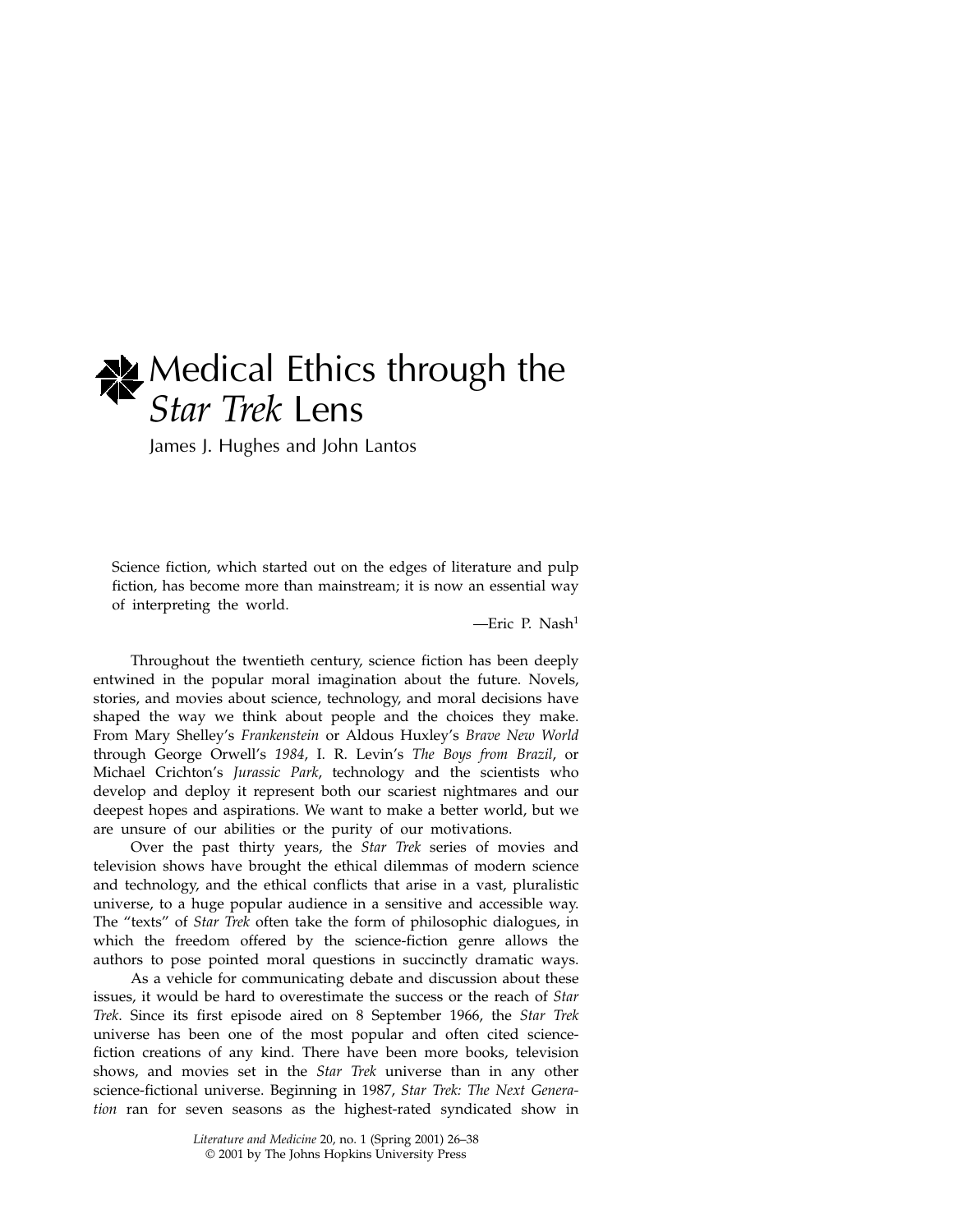# Medical Ethics through the *Star Trek* Lens

James J. Hughes and John Lantos

> Science fiction, which started out on the edges of literature and pulp fiction, has become more than mainstream; it is now an essential way of interpreting the world.
>
> —Eric P. Nash[1]

Throughout the twentieth century, science fiction has been deeply entwined in the popular moral imagination about the future. Novels, stories, and movies about science, technology, and moral decisions have shaped the way we think about people and the choices they make. From Mary Shelley's *Frankenstein* or Aldous Huxley's *Brave New World* through George Orwell's *1984*, I. R. Levin's *The Boys from Brazil*, or Michael Crichton's *Jurassic Park*, technology and the scientists who develop and deploy it represent both our scariest nightmares and our deepest hopes and aspirations. We want to make a better world, but we are unsure of our abilities or the purity of our motivations.

Over the past thirty years, the *Star Trek* series of movies and television shows have brought the ethical dilemmas of modern science and technology, and the ethical conflicts that arise in a vast, pluralistic universe, to a huge popular audience in a sensitive and accessible way. The "texts" of *Star Trek* often take the form of philosophic dialogues, in which the freedom offered by the science-fiction genre allows the authors to pose pointed moral questions in succinctly dramatic ways.

As a vehicle for communicating debate and discussion about these issues, it would be hard to overestimate the success or the reach of *Star Trek*. Since its first episode aired on 8 September 1966, the *Star Trek* universe has been one of the most popular and often cited science-fiction creations of any kind. There have been more books, television shows, and movies set in the *Star Trek* universe than in any other science-fictional universe. Beginning in 1987, *Star Trek: The Next Generation* ran for seven seasons as the highest-rated syndicated show in

*Literature and Medicine* 20, no. 1 (Spring 2001) 26–38
© 2001 by The Johns Hopkins University Press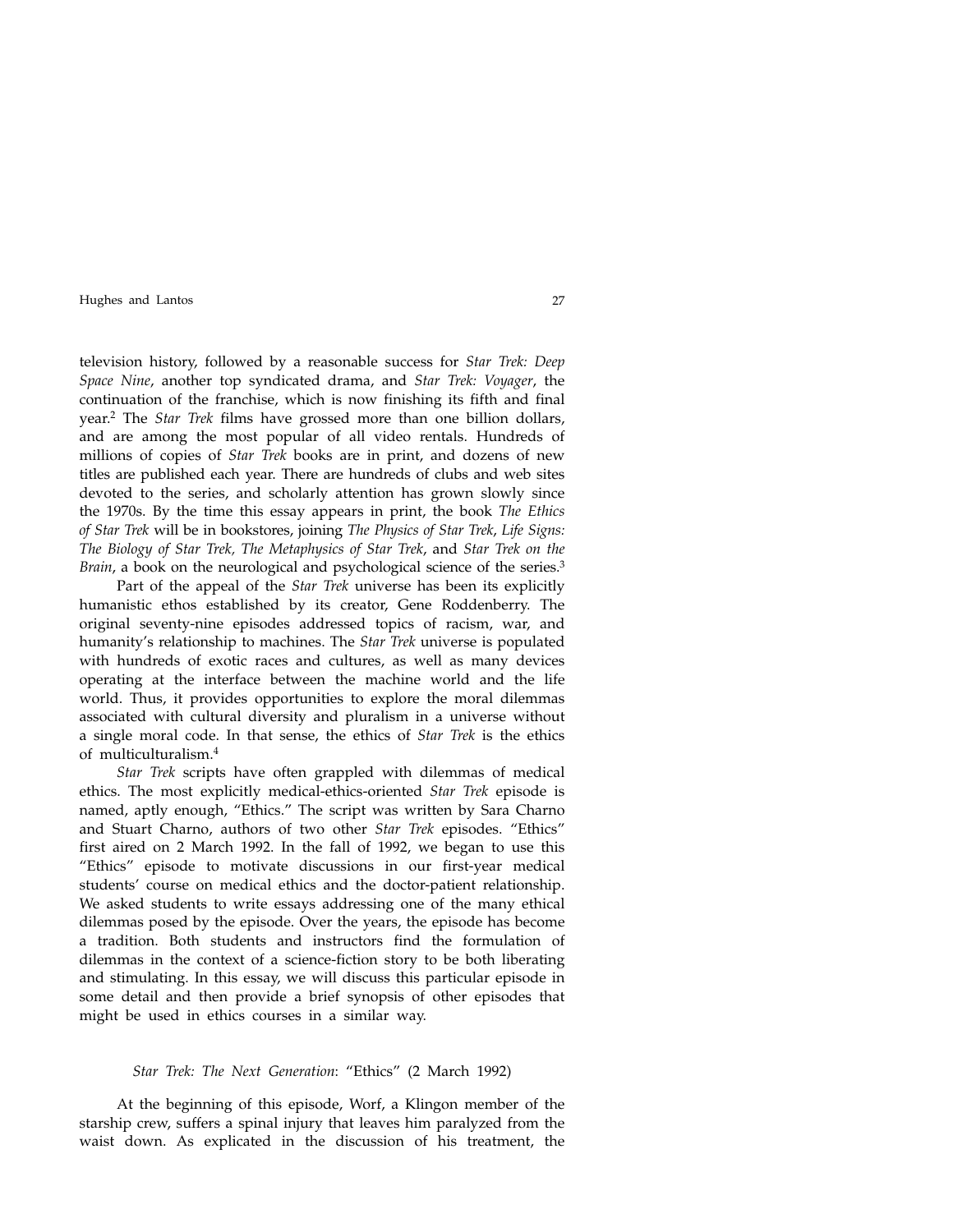television history, followed by a reasonable success for *Star Trek: Deep Space Nine*, another top syndicated drama, and *Star Trek: Voyager*, the continuation of the franchise, which is now finishing its fifth and final year.[2] The *Star Trek* films have grossed more than one billion dollars, and are among the most popular of all video rentals. Hundreds of millions of copies of *Star Trek* books are in print, and dozens of new titles are published each year. There are hundreds of clubs and web sites devoted to the series, and scholarly attention has grown slowly since the 1970s. By the time this essay appears in print, the book *The Ethics of Star Trek* will be in bookstores, joining *The Physics of Star Trek*, *Life Signs: The Biology of Star Trek, The Metaphysics of Star Trek*, and *Star Trek on the Brain*, a book on the neurological and psychological science of the series.[3]

Part of the appeal of the *Star Trek* universe has been its explicitly humanistic ethos established by its creator, Gene Roddenberry. The original seventy-nine episodes addressed topics of racism, war, and humanity's relationship to machines. The *Star Trek* universe is populated with hundreds of exotic races and cultures, as well as many devices operating at the interface between the machine world and the life world. Thus, it provides opportunities to explore the moral dilemmas associated with cultural diversity and pluralism in a universe without a single moral code. In that sense, the ethics of *Star Trek* is the ethics of multiculturalism.[4]

*Star Trek* scripts have often grappled with dilemmas of medical ethics. The most explicitly medical-ethics-oriented *Star Trek* episode is named, aptly enough, "Ethics." The script was written by Sara Charno and Stuart Charno, authors of two other *Star Trek* episodes. "Ethics" first aired on 2 March 1992. In the fall of 1992, we began to use this "Ethics" episode to motivate discussions in our first-year medical students' course on medical ethics and the doctor-patient relationship. We asked students to write essays addressing one of the many ethical dilemmas posed by the episode. Over the years, the episode has become a tradition. Both students and instructors find the formulation of dilemmas in the context of a science-fiction story to be both liberating and stimulating. In this essay, we will discuss this particular episode in some detail and then provide a brief synopsis of other episodes that might be used in ethics courses in a similar way.

### *Star Trek: The Next Generation*: "Ethics" (2 March 1992)

At the beginning of this episode, Worf, a Klingon member of the starship crew, suffers a spinal injury that leaves him paralyzed from the waist down. As explicated in the discussion of his treatment, the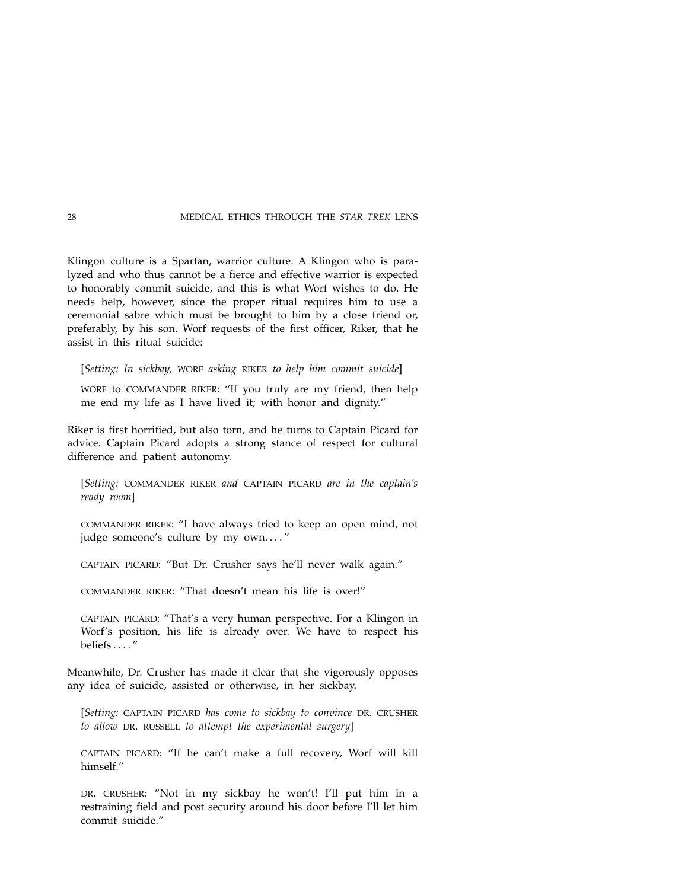Klingon culture is a Spartan, warrior culture. A Klingon who is paralyzed and who thus cannot be a fierce and effective warrior is expected to honorably commit suicide, and this is what Worf wishes to do. He needs help, however, since the proper ritual requires him to use a ceremonial sabre which must be brought to him by a close friend or, preferably, by his son. Worf requests of the first officer, Riker, that he assist in this ritual suicide:

> [*Setting: In sickbay,* WORF *asking* RIKER *to help him commit suicide*]
>
> WORF to COMMANDER RIKER: "If you truly are my friend, then help me end my life as I have lived it; with honor and dignity."

Riker is first horrified, but also torn, and he turns to Captain Picard for advice. Captain Picard adopts a strong stance of respect for cultural difference and patient autonomy.

> [*Setting:* COMMANDER RIKER *and* CAPTAIN PICARD *are in the captain's ready room*]
>
> COMMANDER RIKER: "I have always tried to keep an open mind, not judge someone's culture by my own. . . . "
>
> CAPTAIN PICARD: "But Dr. Crusher says he'll never walk again."
>
> COMMANDER RIKER: "That doesn't mean his life is over!"
>
> CAPTAIN PICARD: "That's a very human perspective. For a Klingon in Worf's position, his life is already over. We have to respect his beliefs . . . . "

Meanwhile, Dr. Crusher has made it clear that she vigorously opposes any idea of suicide, assisted or otherwise, in her sickbay.

> [*Setting:* CAPTAIN PICARD *has come to sickbay to convince* DR. CRUSHER *to allow* DR. RUSSELL *to attempt the experimental surgery*]
>
> CAPTAIN PICARD: "If he can't make a full recovery, Worf will kill himself."
>
> DR. CRUSHER: "Not in my sickbay he won't! I'll put him in a restraining field and post security around his door before I'll let him commit suicide."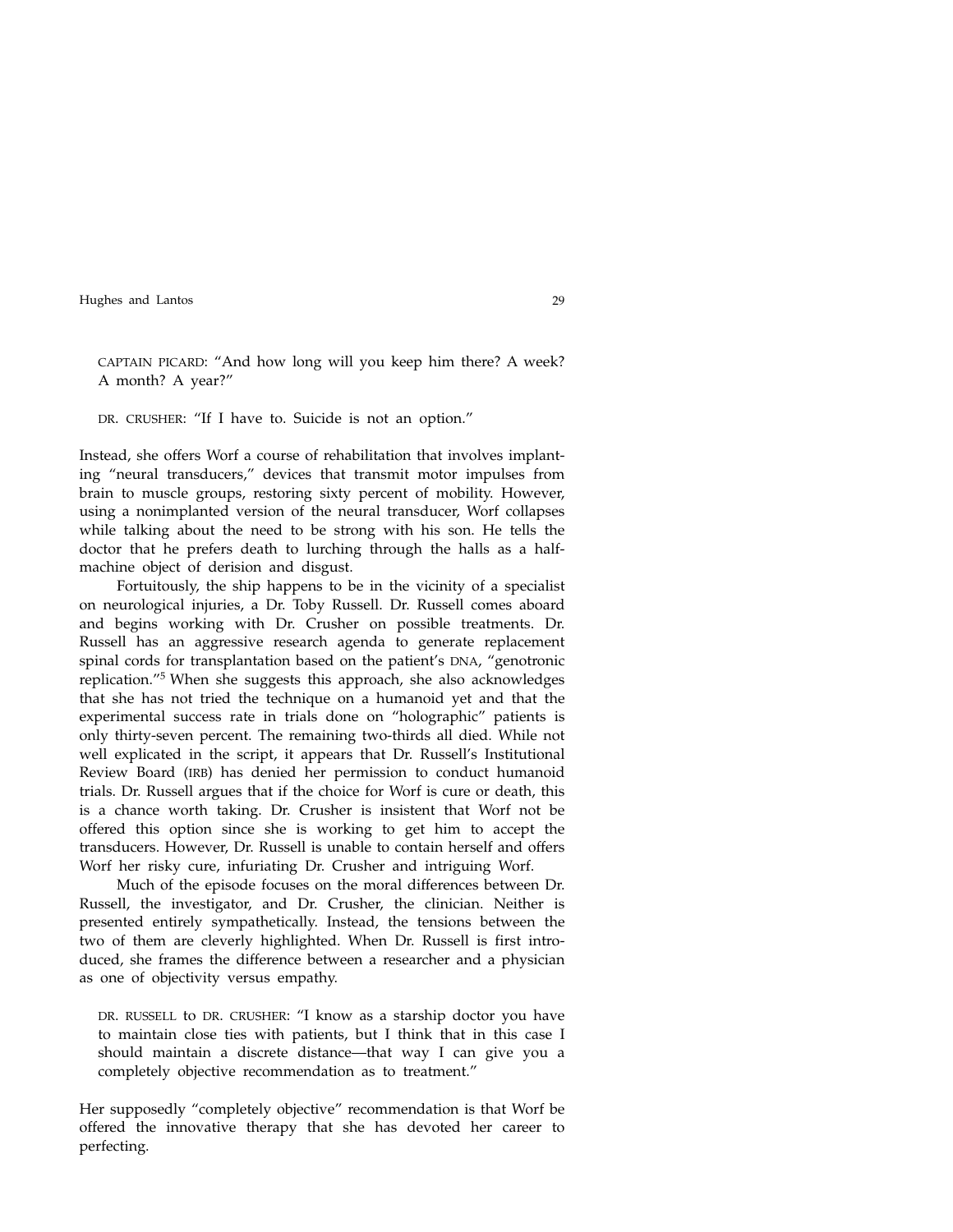CAPTAIN PICARD: "And how long will you keep him there? A week? A month? A year?"

DR. CRUSHER: "If I have to. Suicide is not an option."

Instead, she offers Worf a course of rehabilitation that involves implanting "neural transducers," devices that transmit motor impulses from brain to muscle groups, restoring sixty percent of mobility. However, using a nonimplanted version of the neural transducer, Worf collapses while talking about the need to be strong with his son. He tells the doctor that he prefers death to lurching through the halls as a half-machine object of derision and disgust.

Fortuitously, the ship happens to be in the vicinity of a specialist on neurological injuries, a Dr. Toby Russell. Dr. Russell comes aboard and begins working with Dr. Crusher on possible treatments. Dr. Russell has an aggressive research agenda to generate replacement spinal cords for transplantation based on the patient's DNA, "genotronic replication."[5] When she suggests this approach, she also acknowledges that she has not tried the technique on a humanoid yet and that the experimental success rate in trials done on "holographic" patients is only thirty-seven percent. The remaining two-thirds all died. While not well explicated in the script, it appears that Dr. Russell's Institutional Review Board (IRB) has denied her permission to conduct humanoid trials. Dr. Russell argues that if the choice for Worf is cure or death, this is a chance worth taking. Dr. Crusher is insistent that Worf not be offered this option since she is working to get him to accept the transducers. However, Dr. Russell is unable to contain herself and offers Worf her risky cure, infuriating Dr. Crusher and intriguing Worf.

Much of the episode focuses on the moral differences between Dr. Russell, the investigator, and Dr. Crusher, the clinician. Neither is presented entirely sympathetically. Instead, the tensions between the two of them are cleverly highlighted. When Dr. Russell is first introduced, she frames the difference between a researcher and a physician as one of objectivity versus empathy.

DR. RUSSELL to DR. CRUSHER: "I know as a starship doctor you have to maintain close ties with patients, but I think that in this case I should maintain a discrete distance—that way I can give you a completely objective recommendation as to treatment."

Her supposedly "completely objective" recommendation is that Worf be offered the innovative therapy that she has devoted her career to perfecting.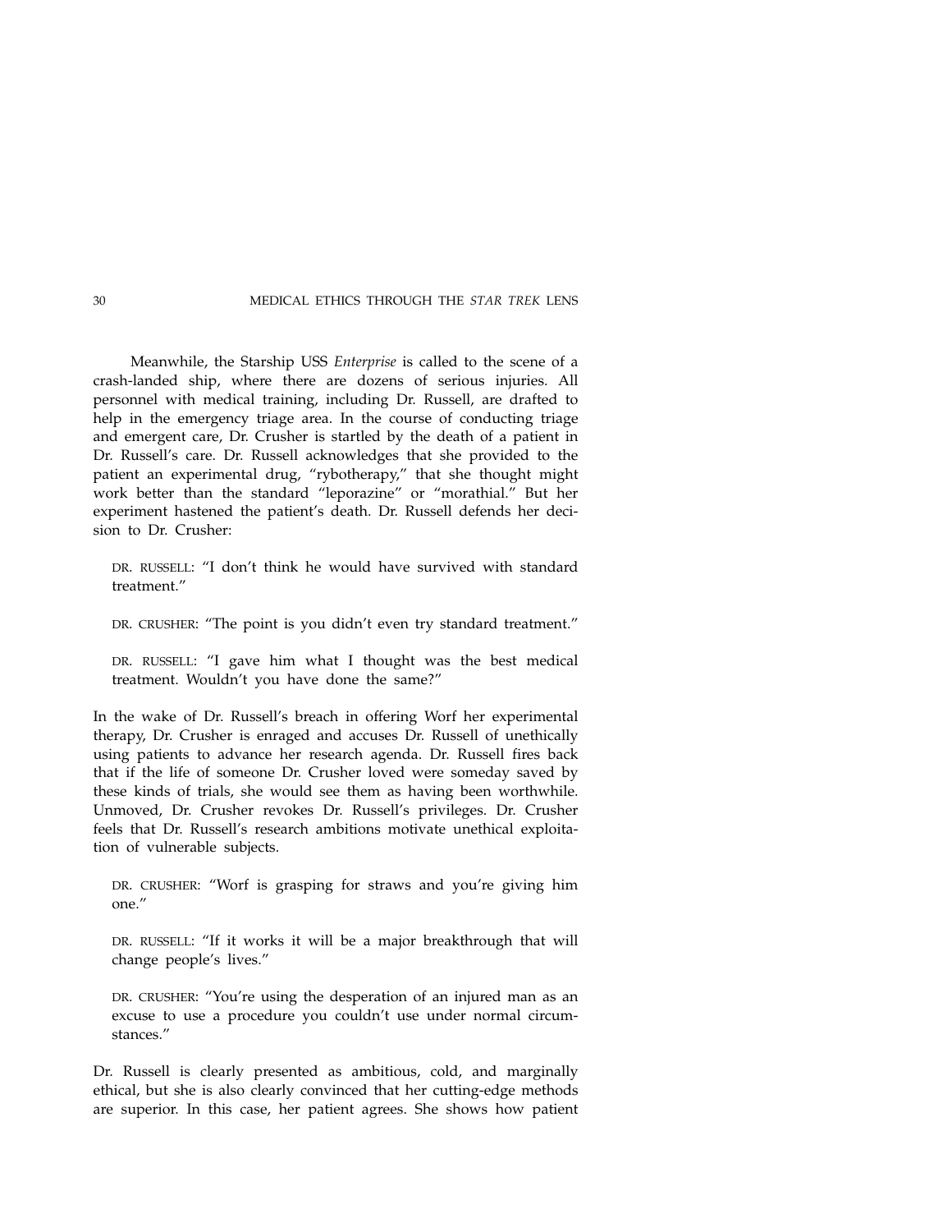Meanwhile, the Starship USS *Enterprise* is called to the scene of a crash-landed ship, where there are dozens of serious injuries. All personnel with medical training, including Dr. Russell, are drafted to help in the emergency triage area. In the course of conducting triage and emergent care, Dr. Crusher is startled by the death of a patient in Dr. Russell's care. Dr. Russell acknowledges that she provided to the patient an experimental drug, "rybotherapy," that she thought might work better than the standard "leporazine" or "morathial." But her experiment hastened the patient's death. Dr. Russell defends her decision to Dr. Crusher:

> DR. RUSSELL: "I don't think he would have survived with standard treatment."
>
> DR. CRUSHER: "The point is you didn't even try standard treatment."
>
> DR. RUSSELL: "I gave him what I thought was the best medical treatment. Wouldn't you have done the same?"

In the wake of Dr. Russell's breach in offering Worf her experimental therapy, Dr. Crusher is enraged and accuses Dr. Russell of unethically using patients to advance her research agenda. Dr. Russell fires back that if the life of someone Dr. Crusher loved were someday saved by these kinds of trials, she would see them as having been worthwhile. Unmoved, Dr. Crusher revokes Dr. Russell's privileges. Dr. Crusher feels that Dr. Russell's research ambitions motivate unethical exploitation of vulnerable subjects.

> DR. CRUSHER: "Worf is grasping for straws and you're giving him one."
>
> DR. RUSSELL: "If it works it will be a major breakthrough that will change people's lives."
>
> DR. CRUSHER: "You're using the desperation of an injured man as an excuse to use a procedure you couldn't use under normal circumstances."

Dr. Russell is clearly presented as ambitious, cold, and marginally ethical, but she is also clearly convinced that her cutting-edge methods are superior. In this case, her patient agrees. She shows how patient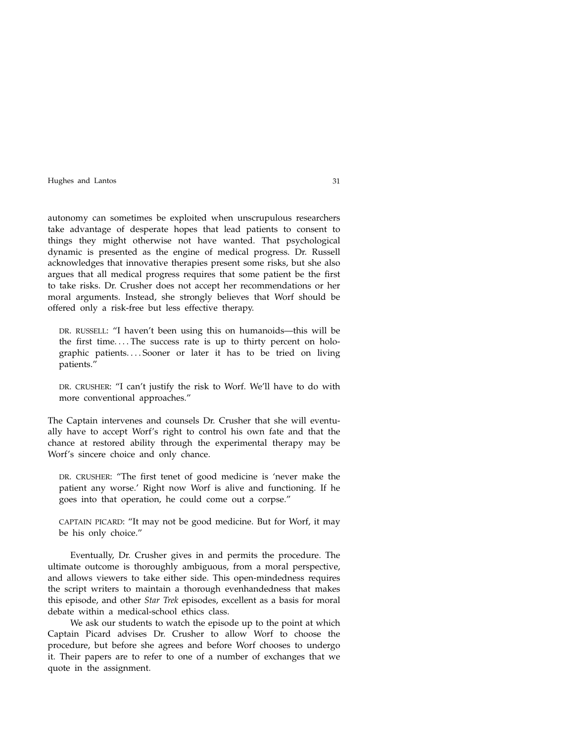autonomy can sometimes be exploited when unscrupulous researchers take advantage of desperate hopes that lead patients to consent to things they might otherwise not have wanted. That psychological dynamic is presented as the engine of medical progress. Dr. Russell acknowledges that innovative therapies present some risks, but she also argues that all medical progress requires that some patient be the first to take risks. Dr. Crusher does not accept her recommendations or her moral arguments. Instead, she strongly believes that Worf should be offered only a risk-free but less effective therapy.

> DR. RUSSELL: "I haven't been using this on humanoids—this will be the first time. . . . The success rate is up to thirty percent on holographic patients. . . . Sooner or later it has to be tried on living patients."

> DR. CRUSHER: "I can't justify the risk to Worf. We'll have to do with more conventional approaches."

The Captain intervenes and counsels Dr. Crusher that she will eventually have to accept Worf's right to control his own fate and that the chance at restored ability through the experimental therapy may be Worf's sincere choice and only chance.

> DR. CRUSHER: "The first tenet of good medicine is 'never make the patient any worse.' Right now Worf is alive and functioning. If he goes into that operation, he could come out a corpse."

> CAPTAIN PICARD: "It may not be good medicine. But for Worf, it may be his only choice."

Eventually, Dr. Crusher gives in and permits the procedure. The ultimate outcome is thoroughly ambiguous, from a moral perspective, and allows viewers to take either side. This open-mindedness requires the script writers to maintain a thorough evenhandedness that makes this episode, and other *Star Trek* episodes, excellent as a basis for moral debate within a medical-school ethics class.

We ask our students to watch the episode up to the point at which Captain Picard advises Dr. Crusher to allow Worf to choose the procedure, but before she agrees and before Worf chooses to undergo it. Their papers are to refer to one of a number of exchanges that we quote in the assignment.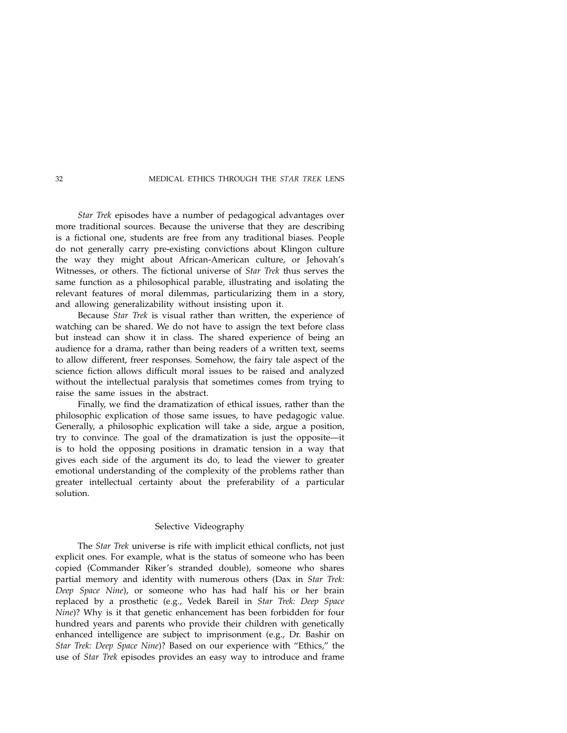*Star Trek* episodes have a number of pedagogical advantages over more traditional sources. Because the universe that they are describing is a fictional one, students are free from any traditional biases. People do not generally carry pre-existing convictions about Klingon culture the way they might about African-American culture, or Jehovah's Witnesses, or others. The fictional universe of *Star Trek* thus serves the same function as a philosophical parable, illustrating and isolating the relevant features of moral dilemmas, particularizing them in a story, and allowing generalizability without insisting upon it.

Because *Star Trek* is visual rather than written, the experience of watching can be shared. We do not have to assign the text before class but instead can show it in class. The shared experience of being an audience for a drama, rather than being readers of a written text, seems to allow different, freer responses. Somehow, the fairy tale aspect of the science fiction allows difficult moral issues to be raised and analyzed without the intellectual paralysis that sometimes comes from trying to raise the same issues in the abstract.

Finally, we find the dramatization of ethical issues, rather than the philosophic explication of those same issues, to have pedagogic value. Generally, a philosophic explication will take a side, argue a position, try to convince. The goal of the dramatization is just the opposite—it is to hold the opposing positions in dramatic tension in a way that gives each side of the argument its do, to lead the viewer to greater emotional understanding of the complexity of the problems rather than greater intellectual certainty about the preferability of a particular solution.

## Selective Videography

The *Star Trek* universe is rife with implicit ethical conflicts, not just explicit ones. For example, what is the status of someone who has been copied (Commander Riker's stranded double), someone who shares partial memory and identity with numerous others (Dax in *Star Trek: Deep Space Nine*), or someone who has had half his or her brain replaced by a prosthetic (e.g., Vedek Bareil in *Star Trek: Deep Space Nine*)? Why is it that genetic enhancement has been forbidden for four hundred years and parents who provide their children with genetically enhanced intelligence are subject to imprisonment (e.g., Dr. Bashir on *Star Trek: Deep Space Nine*)? Based on our experience with "Ethics," the use of *Star Trek* episodes provides an easy way to introduce and frame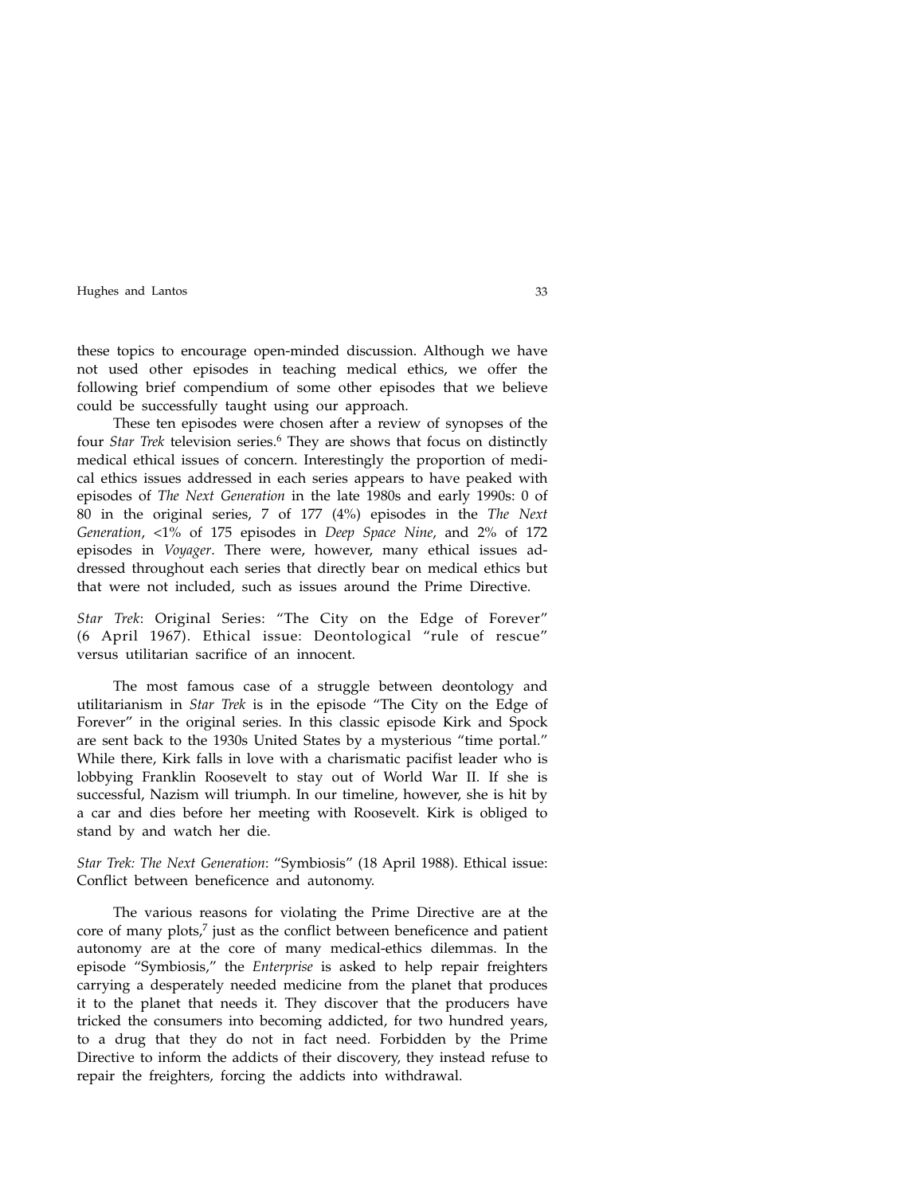these topics to encourage open-minded discussion. Although we have not used other episodes in teaching medical ethics, we offer the following brief compendium of some other episodes that we believe could be successfully taught using our approach.

These ten episodes were chosen after a review of synopses of the four *Star Trek* television series.[6] They are shows that focus on distinctly medical ethical issues of concern. Interestingly the proportion of medical ethics issues addressed in each series appears to have peaked with episodes of *The Next Generation* in the late 1980s and early 1990s: 0 of 80 in the original series, 7 of 177 (4%) episodes in the *The Next Generation*, <1% of 175 episodes in *Deep Space Nine*, and 2% of 172 episodes in *Voyager*. There were, however, many ethical issues addressed throughout each series that directly bear on medical ethics but that were not included, such as issues around the Prime Directive.

*Star Trek*: Original Series: "The City on the Edge of Forever" (6 April 1967). Ethical issue: Deontological "rule of rescue" versus utilitarian sacrifice of an innocent.

The most famous case of a struggle between deontology and utilitarianism in *Star Trek* is in the episode "The City on the Edge of Forever" in the original series. In this classic episode Kirk and Spock are sent back to the 1930s United States by a mysterious "time portal." While there, Kirk falls in love with a charismatic pacifist leader who is lobbying Franklin Roosevelt to stay out of World War II. If she is successful, Nazism will triumph. In our timeline, however, she is hit by a car and dies before her meeting with Roosevelt. Kirk is obliged to stand by and watch her die.

*Star Trek: The Next Generation*: "Symbiosis" (18 April 1988). Ethical issue: Conflict between beneficence and autonomy.

The various reasons for violating the Prime Directive are at the core of many plots,[7] just as the conflict between beneficence and patient autonomy are at the core of many medical-ethics dilemmas. In the episode "Symbiosis," the *Enterprise* is asked to help repair freighters carrying a desperately needed medicine from the planet that produces it to the planet that needs it. They discover that the producers have tricked the consumers into becoming addicted, for two hundred years, to a drug that they do not in fact need. Forbidden by the Prime Directive to inform the addicts of their discovery, they instead refuse to repair the freighters, forcing the addicts into withdrawal.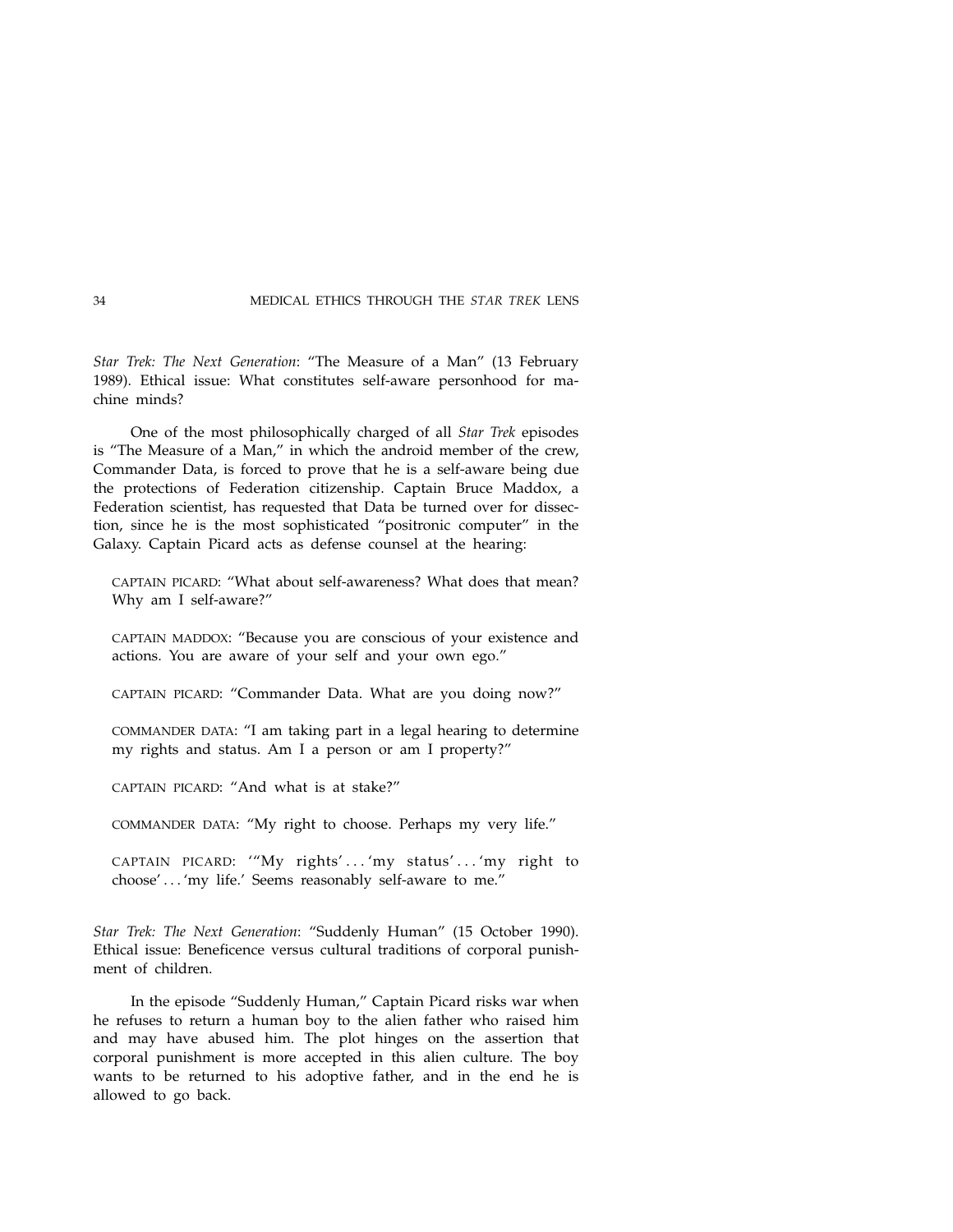*Star Trek: The Next Generation*: "The Measure of a Man" (13 February 1989). Ethical issue: What constitutes self-aware personhood for machine minds?

One of the most philosophically charged of all *Star Trek* episodes is "The Measure of a Man," in which the android member of the crew, Commander Data, is forced to prove that he is a self-aware being due the protections of Federation citizenship. Captain Bruce Maddox, a Federation scientist, has requested that Data be turned over for dissection, since he is the most sophisticated "positronic computer" in the Galaxy. Captain Picard acts as defense counsel at the hearing:

> CAPTAIN PICARD: "What about self-awareness? What does that mean? Why am I self-aware?"
>
> CAPTAIN MADDOX: "Because you are conscious of your existence and actions. You are aware of your self and your own ego."
>
> CAPTAIN PICARD: "Commander Data. What are you doing now?"
>
> COMMANDER DATA: "I am taking part in a legal hearing to determine my rights and status. Am I a person or am I property?"
>
> CAPTAIN PICARD: "And what is at stake?"
>
> COMMANDER DATA: "My right to choose. Perhaps my very life."
>
> CAPTAIN PICARD: '"My rights' . . . 'my status' . . . 'my right to choose' . . . 'my life.' Seems reasonably self-aware to me."

*Star Trek: The Next Generation*: "Suddenly Human" (15 October 1990). Ethical issue: Beneficence versus cultural traditions of corporal punishment of children.

In the episode "Suddenly Human," Captain Picard risks war when he refuses to return a human boy to the alien father who raised him and may have abused him. The plot hinges on the assertion that corporal punishment is more accepted in this alien culture. The boy wants to be returned to his adoptive father, and in the end he is allowed to go back.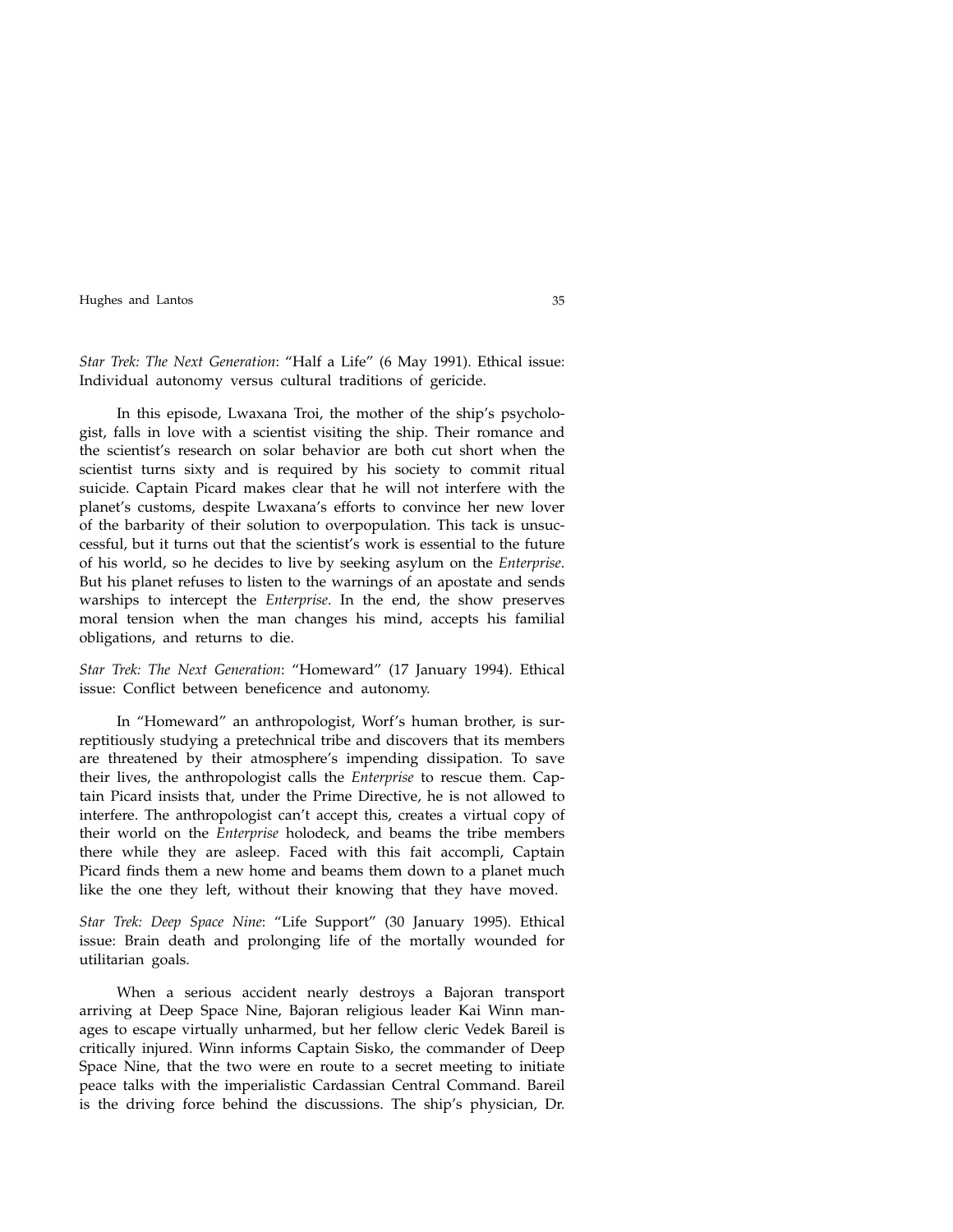*Star Trek: The Next Generation*: "Half a Life" (6 May 1991). Ethical issue: Individual autonomy versus cultural traditions of gericide.

In this episode, Lwaxana Troi, the mother of the ship's psychologist, falls in love with a scientist visiting the ship. Their romance and the scientist's research on solar behavior are both cut short when the scientist turns sixty and is required by his society to commit ritual suicide. Captain Picard makes clear that he will not interfere with the planet's customs, despite Lwaxana's efforts to convince her new lover of the barbarity of their solution to overpopulation. This tack is unsuccessful, but it turns out that the scientist's work is essential to the future of his world, so he decides to live by seeking asylum on the *Enterprise*. But his planet refuses to listen to the warnings of an apostate and sends warships to intercept the *Enterprise*. In the end, the show preserves moral tension when the man changes his mind, accepts his familial obligations, and returns to die.

*Star Trek: The Next Generation*: "Homeward" (17 January 1994). Ethical issue: Conflict between beneficence and autonomy.

In "Homeward" an anthropologist, Worf's human brother, is surreptitiously studying a pretechnical tribe and discovers that its members are threatened by their atmosphere's impending dissipation. To save their lives, the anthropologist calls the *Enterprise* to rescue them. Captain Picard insists that, under the Prime Directive, he is not allowed to interfere. The anthropologist can't accept this, creates a virtual copy of their world on the *Enterprise* holodeck, and beams the tribe members there while they are asleep. Faced with this fait accompli, Captain Picard finds them a new home and beams them down to a planet much like the one they left, without their knowing that they have moved.

*Star Trek: Deep Space Nine*: "Life Support" (30 January 1995). Ethical issue: Brain death and prolonging life of the mortally wounded for utilitarian goals.

When a serious accident nearly destroys a Bajoran transport arriving at Deep Space Nine, Bajoran religious leader Kai Winn manages to escape virtually unharmed, but her fellow cleric Vedek Bareil is critically injured. Winn informs Captain Sisko, the commander of Deep Space Nine, that the two were en route to a secret meeting to initiate peace talks with the imperialistic Cardassian Central Command. Bareil is the driving force behind the discussions. The ship's physician, Dr.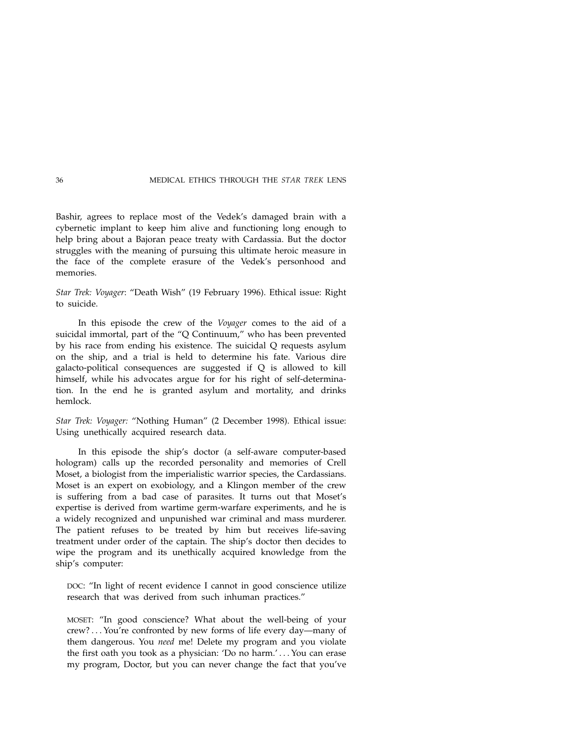Bashir, agrees to replace most of the Vedek's damaged brain with a cybernetic implant to keep him alive and functioning long enough to help bring about a Bajoran peace treaty with Cardassia. But the doctor struggles with the meaning of pursuing this ultimate heroic measure in the face of the complete erasure of the Vedek's personhood and memories.

*Star Trek: Voyager*: "Death Wish" (19 February 1996). Ethical issue: Right to suicide.

In this episode the crew of the *Voyager* comes to the aid of a suicidal immortal, part of the "Q Continuum," who has been prevented by his race from ending his existence. The suicidal Q requests asylum on the ship, and a trial is held to determine his fate. Various dire galacto-political consequences are suggested if Q is allowed to kill himself, while his advocates argue for for his right of self-determination. In the end he is granted asylum and mortality, and drinks hemlock.

*Star Trek: Voyager:* "Nothing Human" (2 December 1998). Ethical issue: Using unethically acquired research data.

In this episode the ship's doctor (a self-aware computer-based hologram) calls up the recorded personality and memories of Crell Moset, a biologist from the imperialistic warrior species, the Cardassians. Moset is an expert on exobiology, and a Klingon member of the crew is suffering from a bad case of parasites. It turns out that Moset's expertise is derived from wartime germ-warfare experiments, and he is a widely recognized and unpunished war criminal and mass murderer. The patient refuses to be treated by him but receives life-saving treatment under order of the captain. The ship's doctor then decides to wipe the program and its unethically acquired knowledge from the ship's computer:

> DOC: "In light of recent evidence I cannot in good conscience utilize research that was derived from such inhuman practices."
>
> MOSET: "In good conscience? What about the well-being of your crew? . . . You're confronted by new forms of life every day—many of them dangerous. You *need* me! Delete my program and you violate the first oath you took as a physician: 'Do no harm.' . . . You can erase my program, Doctor, but you can never change the fact that you've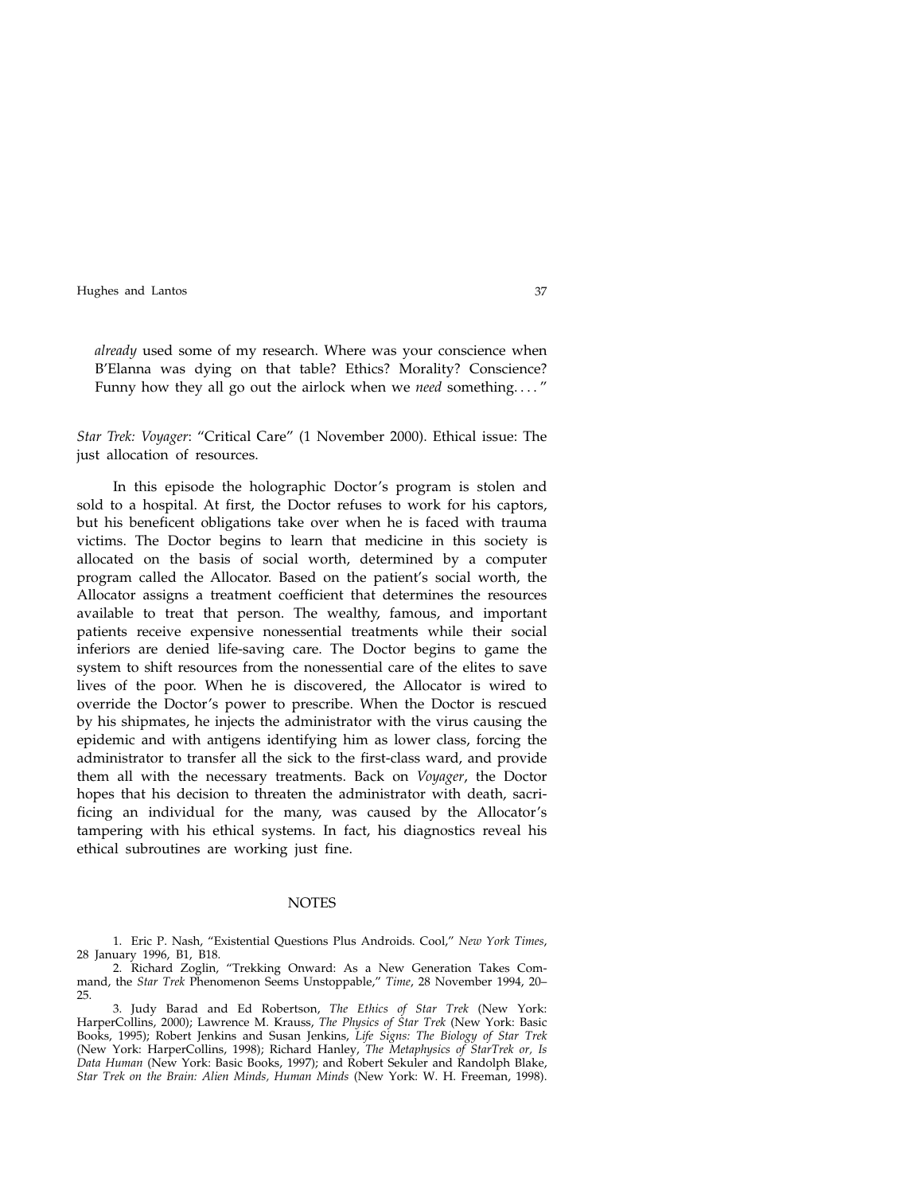*already* used some of my research. Where was your conscience when B'Elanna was dying on that table? Ethics? Morality? Conscience? Funny how they all go out the airlock when we *need* something. . . ."

*Star Trek: Voyager*: "Critical Care" (1 November 2000). Ethical issue: The just allocation of resources.

In this episode the holographic Doctor's program is stolen and sold to a hospital. At first, the Doctor refuses to work for his captors, but his beneficent obligations take over when he is faced with trauma victims. The Doctor begins to learn that medicine in this society is allocated on the basis of social worth, determined by a computer program called the Allocator. Based on the patient's social worth, the Allocator assigns a treatment coefficient that determines the resources available to treat that person. The wealthy, famous, and important patients receive expensive nonessential treatments while their social inferiors are denied life-saving care. The Doctor begins to game the system to shift resources from the nonessential care of the elites to save lives of the poor. When he is discovered, the Allocator is wired to override the Doctor's power to prescribe. When the Doctor is rescued by his shipmates, he injects the administrator with the virus causing the epidemic and with antigens identifying him as lower class, forcing the administrator to transfer all the sick to the first-class ward, and provide them all with the necessary treatments. Back on *Voyager*, the Doctor hopes that his decision to threaten the administrator with death, sacrificing an individual for the many, was caused by the Allocator's tampering with his ethical systems. In fact, his diagnostics reveal his ethical subroutines are working just fine.

## NOTES

1. Eric P. Nash, "Existential Questions Plus Androids. Cool," *New York Times*, 28 January 1996, B1, B18.

2. Richard Zoglin, "Trekking Onward: As a New Generation Takes Command, the *Star Trek* Phenomenon Seems Unstoppable," *Time*, 28 November 1994, 20–25.

3. Judy Barad and Ed Robertson, *The Ethics of Star Trek* (New York: HarperCollins, 2000); Lawrence M. Krauss, *The Physics of Star Trek* (New York: Basic Books, 1995); Robert Jenkins and Susan Jenkins, *Life Signs: The Biology of Star Trek* (New York: HarperCollins, 1998); Richard Hanley, *The Metaphysics of StarTrek or, Is Data Human* (New York: Basic Books, 1997); and Robert Sekuler and Randolph Blake, *Star Trek on the Brain: Alien Minds, Human Minds* (New York: W. H. Freeman, 1998).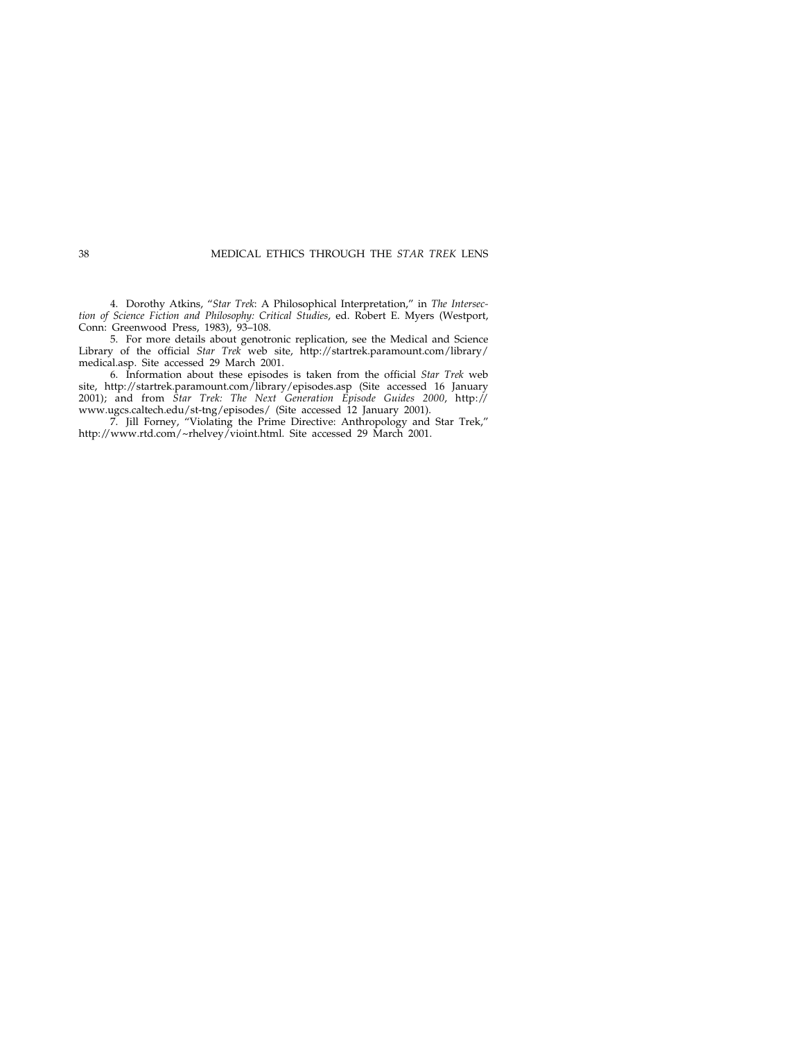4. Dorothy Atkins, "*Star Trek*: A Philosophical Interpretation," in *The Intersection of Science Fiction and Philosophy: Critical Studies*, ed. Robert E. Myers (Westport, Conn: Greenwood Press, 1983), 93–108.

5. For more details about genotronic replication, see the Medical and Science Library of the official *Star Trek* web site, http://startrek.paramount.com/library/medical.asp. Site accessed 29 March 2001.

6. Information about these episodes is taken from the official *Star Trek* web site, http://startrek.paramount.com/library/episodes.asp (Site accessed 16 January 2001); and from *Star Trek: The Next Generation Episode Guides 2000*, http://www.ugcs.caltech.edu/st-tng/episodes/ (Site accessed 12 January 2001).

7. Jill Forney, "Violating the Prime Directive: Anthropology and Star Trek," http://www.rtd.com/~rhelvey/vioint.html. Site accessed 29 March 2001.